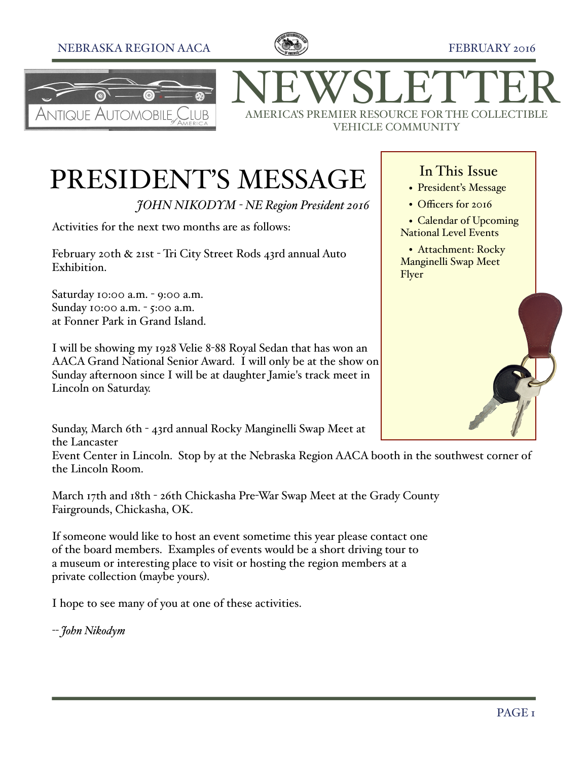# NEWSLETTER

AMERICA'S PREMIER RESOURCE FOR THE COLLECTIBLE VEHICLE COMMUNITY

## PRESIDENT'S MESSAGE

*JOHN NIKODYM - NE Region President 2016*

Activities for the next two months are as follows:

February 20th & 21st - Tri City Street Rods 43rd annual Auto Exhibition.

Saturday 10:00 a.m. - 9:00 a.m.
Sunday 10:00 a.m. - 5:00 a.m.
at Fonner Park in Grand Island.

I will be showing my 1928 Velie 8-88 Royal Sedan that has won an AACA Grand National Senior Award. I will only be at the show on Sunday afternoon since I will be at daughter Jamie's track meet in Lincoln on Saturday.

Sunday, March 6th - 43rd annual Rocky Manginelli Swap Meet at the Lancaster Event Center in Lincoln. Stop by at the Nebraska Region AACA booth in the southwest corner of the Lincoln Room.

March 17th and 18th - 26th Chickasha Pre-War Swap Meet at the Grady County Fairgrounds, Chickasha, OK.

If someone would like to host an event sometime this year please contact one of the board members. Examples of events would be a short driving tour to a museum or interesting place to visit or hosting the region members at a private collection (maybe yours).

I hope to see many of you at one of these activities.

-- *John Nikodym*

### In This Issue

- President's Message
- Officers for 2016
- Calendar of Upcoming National Level Events
- Attachment: Rocky Manginelli Swap Meet Flyer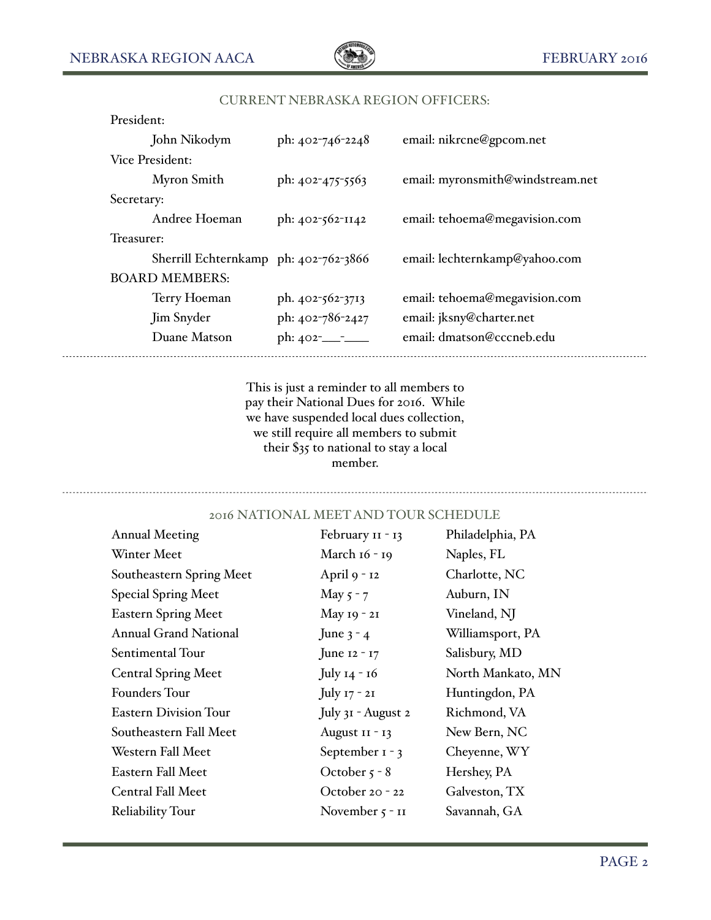## CURRENT NEBRASKA REGION OFFICERS:

President:

| | | |
|---|---|---|
| John Nikodym | ph: 402-746-2248 | email: nikrcne@gpcom.net |

Vice President:

| | | |
|---|---|---|
| Myron Smith | ph: 402-475-5563 | email: myronsmith@windstream.net |

Secretary:

| | | |
|---|---|---|
| Andree Hoeman | ph: 402-562-1142 | email: tehoema@megavision.com |

Treasurer:

| | | |
|---|---|---|
| Sherrill Echternkamp | ph: 402-762-3866 | email: lechternkamp@yahoo.com |

BOARD MEMBERS:

| | | |
|---|---|---|
| Terry Hoeman | ph. 402-562-3713 | email: tehoema@megavision.com |
| Jim Snyder | ph: 402-786-2427 | email: jksny@charter.net |
| Duane Matson | ph: 402-___-____ | email: dmatson@cccneb.edu |

---

This is just a reminder to all members to pay their National Dues for 2016. While we have suspended local dues collection, we still require all members to submit their $35 to national to stay a local member.

---

## 2016 NATIONAL MEET AND TOUR SCHEDULE

| | | |
|---|---|---|
| Annual Meeting | February 11 - 13 | Philadelphia, PA |
| Winter Meet | March 16 - 19 | Naples, FL |
| Southeastern Spring Meet | April 9 - 12 | Charlotte, NC |
| Special Spring Meet | May 5 - 7 | Auburn, IN |
| Eastern Spring Meet | May 19 - 21 | Vineland, NJ |
| Annual Grand National | June 3 - 4 | Williamsport, PA |
| Sentimental Tour | June 12 - 17 | Salisbury, MD |
| Central Spring Meet | July 14 - 16 | North Mankato, MN |
| Founders Tour | July 17 - 21 | Huntingdon, PA |
| Eastern Division Tour | July 31 - August 2 | Richmond, VA |
| Southeastern Fall Meet | August 11 - 13 | New Bern, NC |
| Western Fall Meet | September 1 - 3 | Cheyenne, WY |
| Eastern Fall Meet | October 5 - 8 | Hershey, PA |
| Central Fall Meet | October 20 - 22 | Galveston, TX |
| Reliability Tour | November 5 - 11 | Savannah, GA |